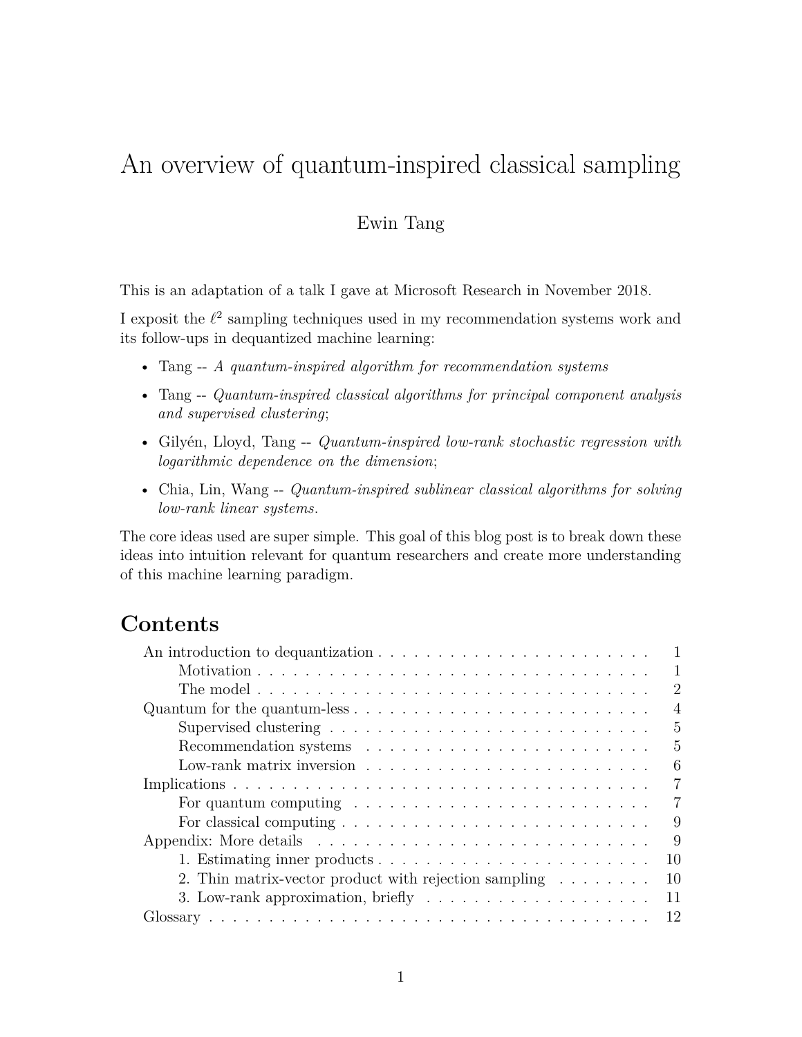# An overview of quantum-inspired classical sampling

Ewin Tang

This is an adaptation of a talk I gave at Microsoft Research in November 2018.

I exposit the $\ell^2$ sampling techniques used in my recommendation systems work and its follow-ups in dequantized machine learning:

- Tang -- *A quantum-inspired algorithm for recommendation systems*
- Tang -- *Quantum-inspired classical algorithms for principal component analysis and supervised clustering*;
- Gilyén, Lloyd, Tang -- *Quantum-inspired low-rank stochastic regression with logarithmic dependence on the dimension*;
- Chia, Lin, Wang -- *Quantum-inspired sublinear classical algorithms for solving low-rank linear systems*.

The core ideas used are super simple. This goal of this blog post is to break down these ideas into intuition relevant for quantum researchers and create more understanding of this machine learning paradigm.

## Contents

- An introduction to dequantization . . . . . . . . . . 1
  - Motivation . . . . . . . . . . 1
  - The model . . . . . . . . . . 2
- Quantum for the quantum-less . . . . . . . . . . 4
  - Supervised clustering . . . . . . . . . . 5
  - Recommendation systems . . . . . . . . . . 5
  - Low-rank matrix inversion . . . . . . . . . . 6
- Implications . . . . . . . . . . 7
  - For quantum computing . . . . . . . . . . 7
  - For classical computing . . . . . . . . . . 9
- Appendix: More details . . . . . . . . . . 9
  - 1. Estimating inner products . . . . . . . . . . 10
  - 2. Thin matrix-vector product with rejection sampling . . . . . . . . . . 10
  - 3. Low-rank approximation, briefly . . . . . . . . . . 11
- Glossary . . . . . . . . . . 12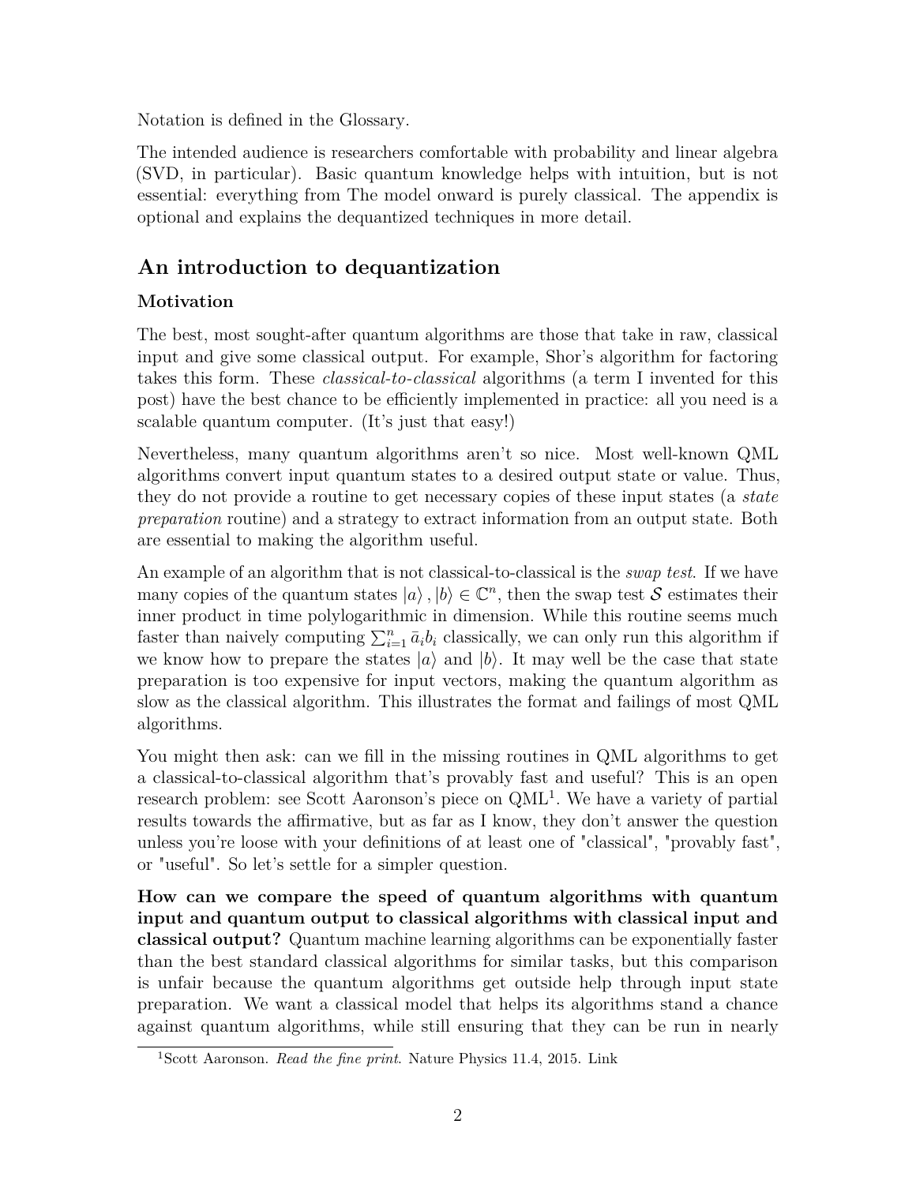Notation is defined in the Glossary.

The intended audience is researchers comfortable with probability and linear algebra (SVD, in particular). Basic quantum knowledge helps with intuition, but is not essential: everything from The model onward is purely classical. The appendix is optional and explains the dequantized techniques in more detail.

## An introduction to dequantization

### Motivation

The best, most sought-after quantum algorithms are those that take in raw, classical input and give some classical output. For example, Shor's algorithm for factoring takes this form. These *classical-to-classical* algorithms (a term I invented for this post) have the best chance to be efficiently implemented in practice: all you need is a scalable quantum computer. (It's just that easy!)

Nevertheless, many quantum algorithms aren't so nice. Most well-known QML algorithms convert input quantum states to a desired output state or value. Thus, they do not provide a routine to get necessary copies of these input states (a *state preparation* routine) and a strategy to extract information from an output state. Both are essential to making the algorithm useful.

An example of an algorithm that is not classical-to-classical is the *swap test*. If we have many copies of the quantum states $|a\rangle, |b\rangle \in \mathbb{C}^n$, then the swap test $\mathcal{S}$ estimates their inner product in time polylogarithmic in dimension. While this routine seems much faster than naively computing $\sum_{i=1}^n \bar{a}_i b_i$ classically, we can only run this algorithm if we know how to prepare the states $|a\rangle$ and $|b\rangle$. It may well be the case that state preparation is too expensive for input vectors, making the quantum algorithm as slow as the classical algorithm. This illustrates the format and failings of most QML algorithms.

You might then ask: can we fill in the missing routines in QML algorithms to get a classical-to-classical algorithm that's provably fast and useful? This is an open research problem: see Scott Aaronson's piece on QML[1]. We have a variety of partial results towards the affirmative, but as far as I know, they don't answer the question unless you're loose with your definitions of at least one of "classical", "provably fast", or "useful". So let's settle for a simpler question.

**How can we compare the speed of quantum algorithms with quantum input and quantum output to classical algorithms with classical input and classical output?** Quantum machine learning algorithms can be exponentially faster than the best standard classical algorithms for similar tasks, but this comparison is unfair because the quantum algorithms get outside help through input state preparation. We want a classical model that helps its algorithms stand a chance against quantum algorithms, while still ensuring that they can be run in nearly

[1] Scott Aaronson. *Read the fine print*. Nature Physics 11.4, 2015. Link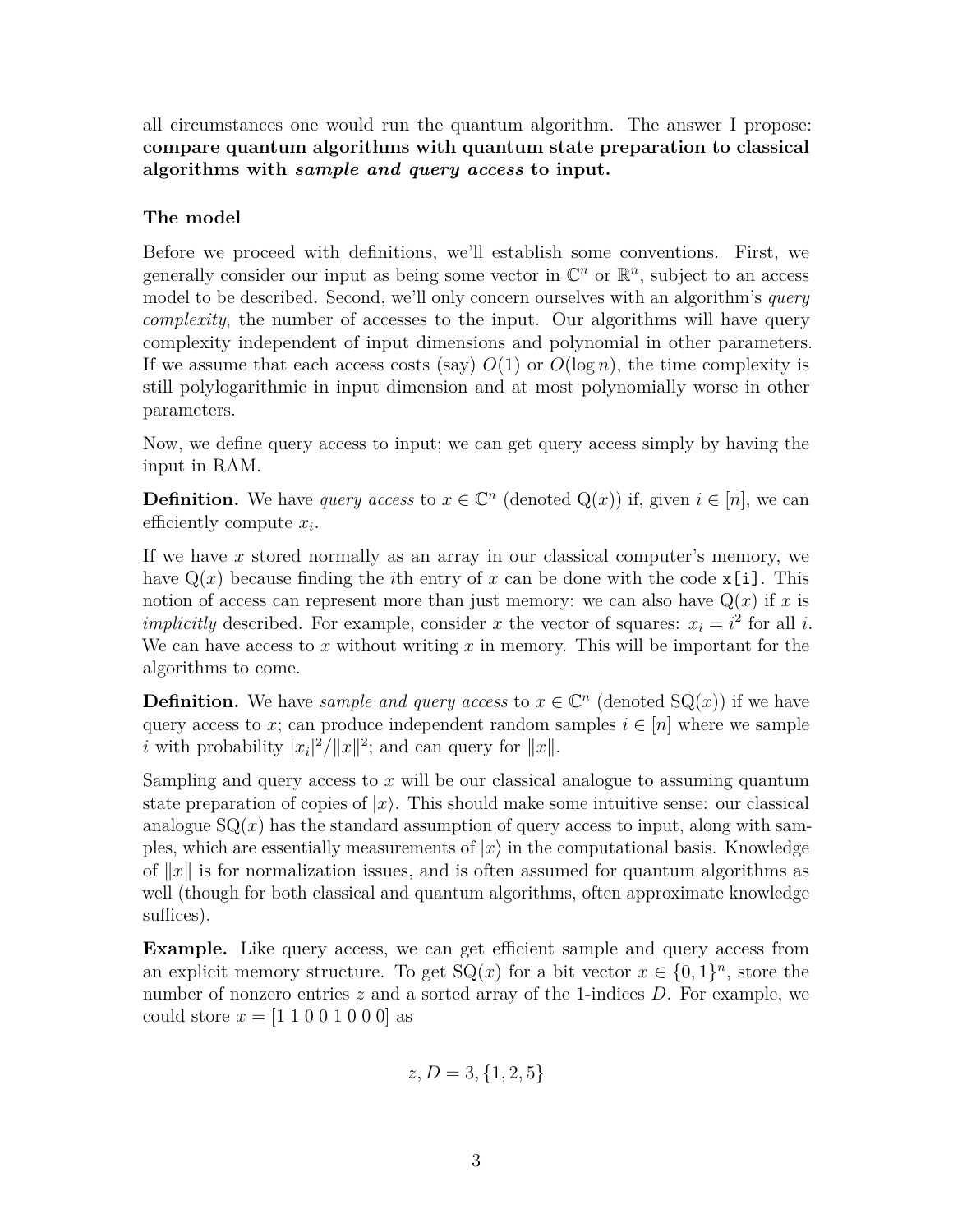all circumstances one would run the quantum algorithm. The answer I propose: **compare quantum algorithms with quantum state preparation to classical algorithms with *sample and query access* to input.**

### The model

Before we proceed with definitions, we'll establish some conventions. First, we generally consider our input as being some vector in $\mathbb{C}^n$ or $\mathbb{R}^n$, subject to an access model to be described. Second, we'll only concern ourselves with an algorithm's *query complexity*, the number of accesses to the input. Our algorithms will have query complexity independent of input dimensions and polynomial in other parameters. If we assume that each access costs (say) $O(1)$ or $O(\log n)$, the time complexity is still polylogarithmic in input dimension and at most polynomially worse in other parameters.

Now, we define query access to input; we can get query access simply by having the input in RAM.

**Definition.** We have *query access* to $x \in \mathbb{C}^n$ (denoted $\mathrm{Q}(x)$) if, given $i \in [n]$, we can efficiently compute $x_i$.

If we have $x$ stored normally as an array in our classical computer's memory, we have $\mathrm{Q}(x)$ because finding the $i$th entry of $x$ can be done with the code `x[i]`. This notion of access can represent more than just memory: we can also have $\mathrm{Q}(x)$ if $x$ is *implicitly* described. For example, consider $x$ the vector of squares: $x_i = i^2$ for all $i$. We can have access to $x$ without writing $x$ in memory. This will be important for the algorithms to come.

**Definition.** We have *sample and query access* to $x \in \mathbb{C}^n$ (denoted $\mathrm{SQ}(x)$) if we have query access to $x$; can produce independent random samples $i \in [n]$ where we sample $i$ with probability $|x_i|^2/\|x\|^2$; and can query for $\|x\|$.

Sampling and query access to $x$ will be our classical analogue to assuming quantum state preparation of copies of $|x\rangle$. This should make some intuitive sense: our classical analogue $\mathrm{SQ}(x)$ has the standard assumption of query access to input, along with samples, which are essentially measurements of $|x\rangle$ in the computational basis. Knowledge of $\|x\|$ is for normalization issues, and is often assumed for quantum algorithms as well (though for both classical and quantum algorithms, often approximate knowledge suffices).

**Example.** Like query access, we can get efficient sample and query access from an explicit memory structure. To get $\mathrm{SQ}(x)$ for a bit vector $x \in \{0,1\}^n$, store the number of nonzero entries $z$ and a sorted array of the 1-indices $D$. For example, we could store $x = [1\ 1\ 0\ 0\ 1\ 0\ 0\ 0]$ as

$$z, D = 3, \{1, 2, 5\}$$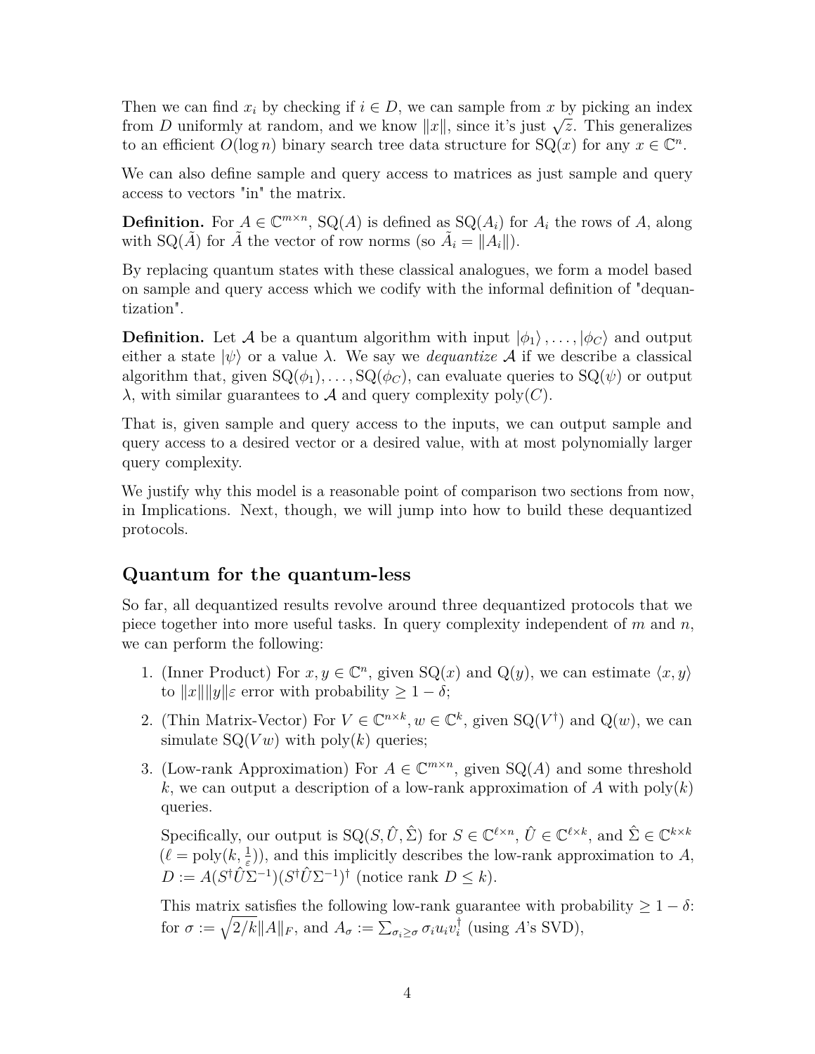Then we can find $x_i$ by checking if $i \in D$, we can sample from $x$ by picking an index from $D$ uniformly at random, and we know $\|x\|$, since it's just $\sqrt{z}$. This generalizes to an efficient $O(\log n)$ binary search tree data structure for $\mathrm{SQ}(x)$ for any $x \in \mathbb{C}^n$.

We can also define sample and query access to matrices as just sample and query access to vectors "in" the matrix.

**Definition.** For $A \in \mathbb{C}^{m\times n}$, $\mathrm{SQ}(A)$ is defined as $\mathrm{SQ}(A_i)$ for $A_i$ the rows of $A$, along with $\mathrm{SQ}(\tilde{A})$ for $\tilde{A}$ the vector of row norms (so $\tilde{A}_i = \|A_i\|$).

By replacing quantum states with these classical analogues, we form a model based on sample and query access which we codify with the informal definition of "dequantization".

**Definition.** Let $\mathcal{A}$ be a quantum algorithm with input $|\phi_1\rangle, \ldots, |\phi_C\rangle$ and output either a state $|\psi\rangle$ or a value $\lambda$. We say we *dequantize* $\mathcal{A}$ if we describe a classical algorithm that, given $\mathrm{SQ}(\phi_1), \ldots, \mathrm{SQ}(\phi_C)$, can evaluate queries to $\mathrm{SQ}(\psi)$ or output $\lambda$, with similar guarantees to $\mathcal{A}$ and query complexity $\mathrm{poly}(C)$.

That is, given sample and query access to the inputs, we can output sample and query access to a desired vector or a desired value, with at most polynomially larger query complexity.

We justify why this model is a reasonable point of comparison two sections from now, in Implications. Next, though, we will jump into how to build these dequantized protocols.

## Quantum for the quantum-less

So far, all dequantized results revolve around three dequantized protocols that we piece together into more useful tasks. In query complexity independent of $m$ and $n$, we can perform the following:

1. (Inner Product) For $x, y \in \mathbb{C}^n$, given $\mathrm{SQ}(x)$ and $\mathrm{Q}(y)$, we can estimate $\langle x, y\rangle$ to $\|x\|\|y\|\varepsilon$ error with probability $\geq 1-\delta$;
2. (Thin Matrix-Vector) For $V \in \mathbb{C}^{n\times k}, w \in \mathbb{C}^k$, given $\mathrm{SQ}(V^\dagger)$ and $\mathrm{Q}(w)$, we can simulate $\mathrm{SQ}(Vw)$ with $\mathrm{poly}(k)$ queries;
3. (Low-rank Approximation) For $A \in \mathbb{C}^{m\times n}$, given $\mathrm{SQ}(A)$ and some threshold $k$, we can output a description of a low-rank approximation of $A$ with $\mathrm{poly}(k)$ queries.

   Specifically, our output is $\mathrm{SQ}(S, \hat{U}, \hat{\Sigma})$ for $S \in \mathbb{C}^{\ell\times n}$, $\hat{U} \in \mathbb{C}^{\ell\times k}$, and $\hat{\Sigma} \in \mathbb{C}^{k\times k}$ ($\ell = \mathrm{poly}(k, \frac{1}{\varepsilon})$), and this implicitly describes the low-rank approximation to $A$, $D := A(S^\dagger\hat{U}\Sigma^{-1})(S^\dagger\hat{U}\Sigma^{-1})^\dagger$ (notice rank $D \leq k$).

   This matrix satisfies the following low-rank guarantee with probability $\geq 1-\delta$: for $\sigma := \sqrt{2/k}\|A\|_F$, and $A_\sigma := \sum_{\sigma_i\geq\sigma} \sigma_i u_i v_i^\dagger$ (using $A$'s SVD),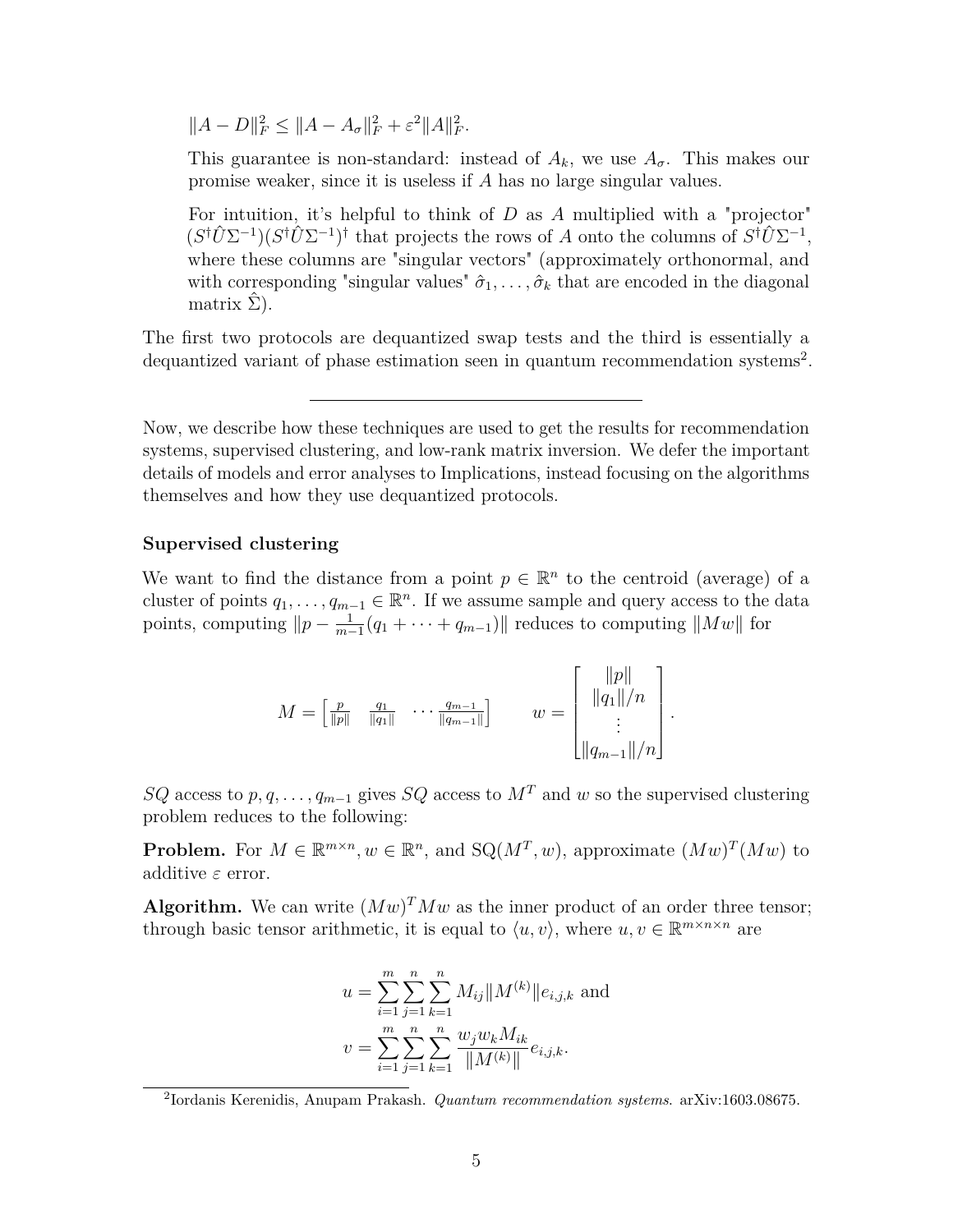$\|A - D\|_F^2 \leq \|A - A_\sigma\|_F^2 + \varepsilon^2 \|A\|_F^2$.

This guarantee is non-standard: instead of $A_k$, we use $A_\sigma$. This makes our promise weaker, since it is useless if $A$ has no large singular values.

For intuition, it's helpful to think of $D$ as $A$ multiplied with a "projector" $(S^\dagger \hat{U} \Sigma^{-1})(S^\dagger \hat{U} \Sigma^{-1})^\dagger$ that projects the rows of $A$ onto the columns of $S^\dagger \hat{U} \Sigma^{-1}$, where these columns are "singular vectors" (approximately orthonormal, and with corresponding "singular values" $\hat{\sigma}_1, \ldots, \hat{\sigma}_k$ that are encoded in the diagonal matrix $\hat{\Sigma}$).

The first two protocols are dequantized swap tests and the third is essentially a dequantized variant of phase estimation seen in quantum recommendation systems[2].

---

Now, we describe how these techniques are used to get the results for recommendation systems, supervised clustering, and low-rank matrix inversion. We defer the important details of models and error analyses to Implications, instead focusing on the algorithms themselves and how they use dequantized protocols.

### Supervised clustering

We want to find the distance from a point $p \in \mathbb{R}^n$ to the centroid (average) of a cluster of points $q_1, \ldots, q_{m-1} \in \mathbb{R}^n$. If we assume sample and query access to the data points, computing $\|p - \frac{1}{m-1}(q_1 + \cdots + q_{m-1})\|$ reduces to computing $\|Mw\|$ for

$$M = \begin{bmatrix} \frac{p}{\|p\|} & \frac{q_1}{\|q_1\|} & \cdots \frac{q_{m-1}}{\|q_{m-1}\|} \end{bmatrix} \qquad w = \begin{bmatrix} \|p\| \\ \|q_1\|/n \\ \vdots \\ \|q_{m-1}\|/n \end{bmatrix}.$$

$SQ$ access to $p, q, \ldots, q_{m-1}$ gives $SQ$ access to $M^T$ and $w$ so the supervised clustering problem reduces to the following:

**Problem.** For $M \in \mathbb{R}^{m \times n}, w \in \mathbb{R}^n$, and $\mathrm{SQ}(M^T, w)$, approximate $(Mw)^T(Mw)$ to additive $\varepsilon$ error.

**Algorithm.** We can write $(Mw)^T Mw$ as the inner product of an order three tensor; through basic tensor arithmetic, it is equal to $\langle u, v \rangle$, where $u, v \in \mathbb{R}^{m \times n \times n}$ are

$$u = \sum_{i=1}^{m} \sum_{j=1}^{n} \sum_{k=1}^{n} M_{ij} \|M^{(k)}\| e_{i,j,k} \text{ and}$$
$$v = \sum_{i=1}^{m} \sum_{j=1}^{n} \sum_{k=1}^{n} \frac{w_j w_k M_{ik}}{\|M^{(k)}\|} e_{i,j,k}.$$

[2] Iordanis Kerenidis, Anupam Prakash. *Quantum recommendation systems*. arXiv:1603.08675.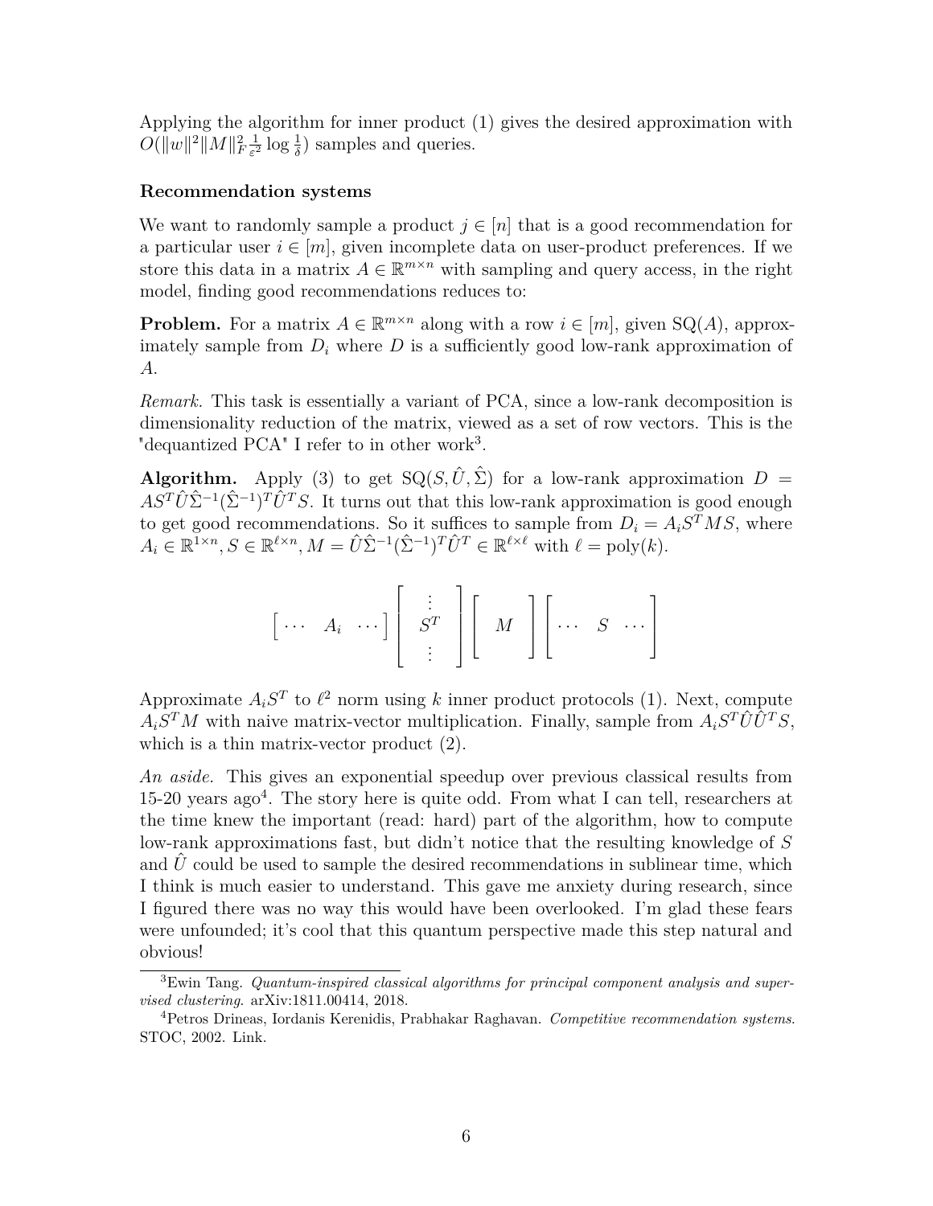Applying the algorithm for inner product (1) gives the desired approximation with $O(\|w\|^2\|M\|_F^2\frac{1}{\varepsilon^2}\log\frac{1}{\delta})$ samples and queries.

**Recommendation systems**

We want to randomly sample a product $j \in [n]$ that is a good recommendation for a particular user $i \in [m]$, given incomplete data on user-product preferences. If we store this data in a matrix $A \in \mathbb{R}^{m\times n}$ with sampling and query access, in the right model, finding good recommendations reduces to:

**Problem.** For a matrix $A \in \mathbb{R}^{m\times n}$ along with a row $i \in [m]$, given $\mathrm{SQ}(A)$, approximately sample from $D_i$ where $D$ is a sufficiently good low-rank approximation of $A$.

*Remark.* This task is essentially a variant of PCA, since a low-rank decomposition is dimensionality reduction of the matrix, viewed as a set of row vectors. This is the "dequantized PCA" I refer to in other work[3].

**Algorithm.** Apply (3) to get $\mathrm{SQ}(S, \hat{U}, \hat{\Sigma})$ for a low-rank approximation $D = AS^T\hat{U}\hat{\Sigma}^{-1}(\hat{\Sigma}^{-1})^T\hat{U}^TS$. It turns out that this low-rank approximation is good enough to get good recommendations. So it suffices to sample from $D_i = A_iS^TMS$, where $A_i \in \mathbb{R}^{1\times n}, S \in \mathbb{R}^{\ell\times n}, M = \hat{U}\hat{\Sigma}^{-1}(\hat{\Sigma}^{-1})^T\hat{U}^T \in \mathbb{R}^{\ell\times\ell}$ with $\ell = \mathrm{poly}(k)$.

$$
\begin{bmatrix} \cdots & A_i & \cdots \end{bmatrix}
\begin{bmatrix} \vdots \\ S^T \\ \vdots \end{bmatrix}
\begin{bmatrix} & M & \end{bmatrix}
\begin{bmatrix} \cdots & S & \cdots \end{bmatrix}
$$

Approximate $A_iS^T$ to $\ell^2$ norm using $k$ inner product protocols (1). Next, compute $A_iS^TM$ with naive matrix-vector multiplication. Finally, sample from $A_iS^T\hat{U}\hat{U}^TS$, which is a thin matrix-vector product (2).

*An aside.* This gives an exponential speedup over previous classical results from 15-20 years ago[4]. The story here is quite odd. From what I can tell, researchers at the time knew the important (read: hard) part of the algorithm, how to compute low-rank approximations fast, but didn't notice that the resulting knowledge of $S$ and $\hat{U}$ could be used to sample the desired recommendations in sublinear time, which I think is much easier to understand. This gave me anxiety during research, since I figured there was no way this would have been overlooked. I'm glad these fears were unfounded; it's cool that this quantum perspective made this step natural and obvious!

---

[3] Ewin Tang. *Quantum-inspired classical algorithms for principal component analysis and supervised clustering*. arXiv:1811.00414, 2018.

[4] Petros Drineas, Iordanis Kerenidis, Prabhakar Raghavan. *Competitive recommendation systems*. STOC, 2002. Link.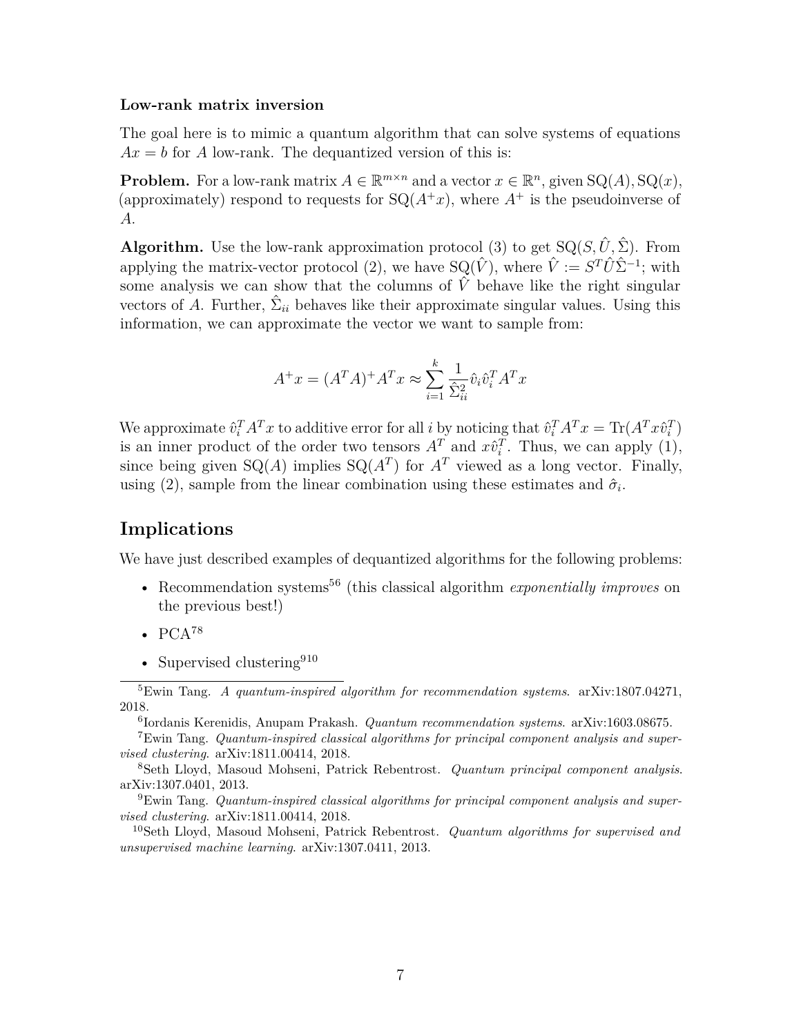### Low-rank matrix inversion

The goal here is to mimic a quantum algorithm that can solve systems of equations $Ax = b$ for $A$ low-rank. The dequantized version of this is:

**Problem.** For a low-rank matrix $A \in \mathbb{R}^{m\times n}$ and a vector $x \in \mathbb{R}^n$, given $\mathrm{SQ}(A), \mathrm{SQ}(x)$, (approximately) respond to requests for $\mathrm{SQ}(A^+x)$, where $A^+$ is the pseudoinverse of $A$.

**Algorithm.** Use the low-rank approximation protocol (3) to get $\mathrm{SQ}(S, \hat{U}, \hat{\Sigma})$. From applying the matrix-vector protocol (2), we have $\mathrm{SQ}(\hat{V})$, where $\hat{V} := S^T\hat{U}\hat{\Sigma}^{-1}$; with some analysis we can show that the columns of $\hat{V}$ behave like the right singular vectors of $A$. Further, $\hat{\Sigma}_{ii}$ behaves like their approximate singular values. Using this information, we can approximate the vector we want to sample from:

$$A^+x = (A^TA)^+A^Tx \approx \sum_{i=1}^{k} \frac{1}{\hat{\Sigma}_{ii}^2}\hat{v}_i\hat{v}_i^TA^Tx$$

We approximate $\hat{v}_i^TA^Tx$ to additive error for all $i$ by noticing that $\hat{v}_i^TA^Tx = \mathrm{Tr}(A^Tx\hat{v}_i^T)$ is an inner product of the order two tensors $A^T$ and $x\hat{v}_i^T$. Thus, we can apply (1), since being given $\mathrm{SQ}(A)$ implies $\mathrm{SQ}(A^T)$ for $A^T$ viewed as a long vector. Finally, using (2), sample from the linear combination using these estimates and $\hat{\sigma}_i$.

## Implications

We have just described examples of dequantized algorithms for the following problems:

- Recommendation systems[5,6] (this classical algorithm *exponentially improves* on the previous best!)
- PCA[7,8]
- Supervised clustering[9,10]

[5] Ewin Tang. *A quantum-inspired algorithm for recommendation systems*. arXiv:1807.04271, 2018.

[6] Iordanis Kerenidis, Anupam Prakash. *Quantum recommendation systems*. arXiv:1603.08675.

[7] Ewin Tang. *Quantum-inspired classical algorithms for principal component analysis and supervised clustering*. arXiv:1811.00414, 2018.

[8] Seth Lloyd, Masoud Mohseni, Patrick Rebentrost. *Quantum principal component analysis*. arXiv:1307.0401, 2013.

[9] Ewin Tang. *Quantum-inspired classical algorithms for principal component analysis and supervised clustering*. arXiv:1811.00414, 2018.

[10] Seth Lloyd, Masoud Mohseni, Patrick Rebentrost. *Quantum algorithms for supervised and unsupervised machine learning*. arXiv:1307.0411, 2013.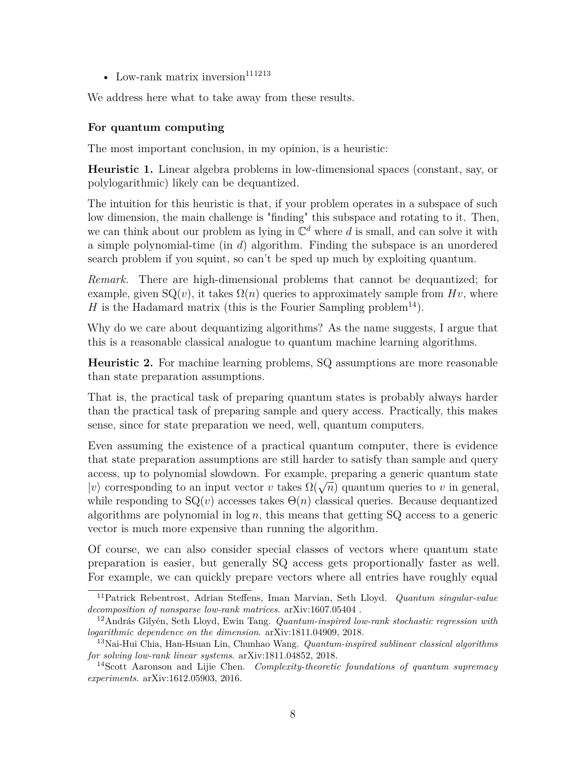- Low-rank matrix inversion[11][12][13]

We address here what to take away from these results.

**For quantum computing**

The most important conclusion, in my opinion, is a heuristic:

**Heuristic 1.** Linear algebra problems in low-dimensional spaces (constant, say, or polylogarithmic) likely can be dequantized.

The intuition for this heuristic is that, if your problem operates in a subspace of such low dimension, the main challenge is "finding" this subspace and rotating to it. Then, we can think about our problem as lying in $\mathbb{C}^d$ where $d$ is small, and can solve it with a simple polynomial-time (in $d$) algorithm. Finding the subspace is an unordered search problem if you squint, so can't be sped up much by exploiting quantum.

*Remark.* There are high-dimensional problems that cannot be dequantized; for example, given $\mathrm{SQ}(v)$, it takes $\Omega(n)$ queries to approximately sample from $Hv$, where $H$ is the Hadamard matrix (this is the Fourier Sampling problem[14]).

Why do we care about dequantizing algorithms? As the name suggests, I argue that this is a reasonable classical analogue to quantum machine learning algorithms.

**Heuristic 2.** For machine learning problems, SQ assumptions are more reasonable than state preparation assumptions.

That is, the practical task of preparing quantum states is probably always harder than the practical task of preparing sample and query access. Practically, this makes sense, since for state preparation we need, well, quantum computers.

Even assuming the existence of a practical quantum computer, there is evidence that state preparation assumptions are still harder to satisfy than sample and query access, up to polynomial slowdown. For example, preparing a generic quantum state $|v\rangle$ corresponding to an input vector $v$ takes $\Omega(\sqrt{n})$ quantum queries to $v$ in general, while responding to $\mathrm{SQ}(v)$ accesses takes $\Theta(n)$ classical queries. Because dequantized algorithms are polynomial in $\log n$, this means that getting SQ access to a generic vector is much more expensive than running the algorithm.

Of course, we can also consider special classes of vectors where quantum state preparation is easier, but generally SQ access gets proportionally faster as well. For example, we can quickly prepare vectors where all entries have roughly equal

---

[11] Patrick Rebentrost, Adrian Steffens, Iman Marvian, Seth Lloyd. *Quantum singular-value decomposition of nonsparse low-rank matrices*. arXiv:1607.05404 .

[12] András Gilyén, Seth Lloyd, Ewin Tang. *Quantum-inspired low-rank stochastic regression with logarithmic dependence on the dimension*. arXiv:1811.04909, 2018.

[13] Nai-Hui Chia, Han-Hsuan Lin, Chunhao Wang. *Quantum-inspired sublinear classical algorithms for solving low-rank linear systems*. arXiv:1811.04852, 2018.

[14] Scott Aaronson and Lijie Chen. *Complexity-theoretic foundations of quantum supremacy experiments*. arXiv:1612.05903, 2016.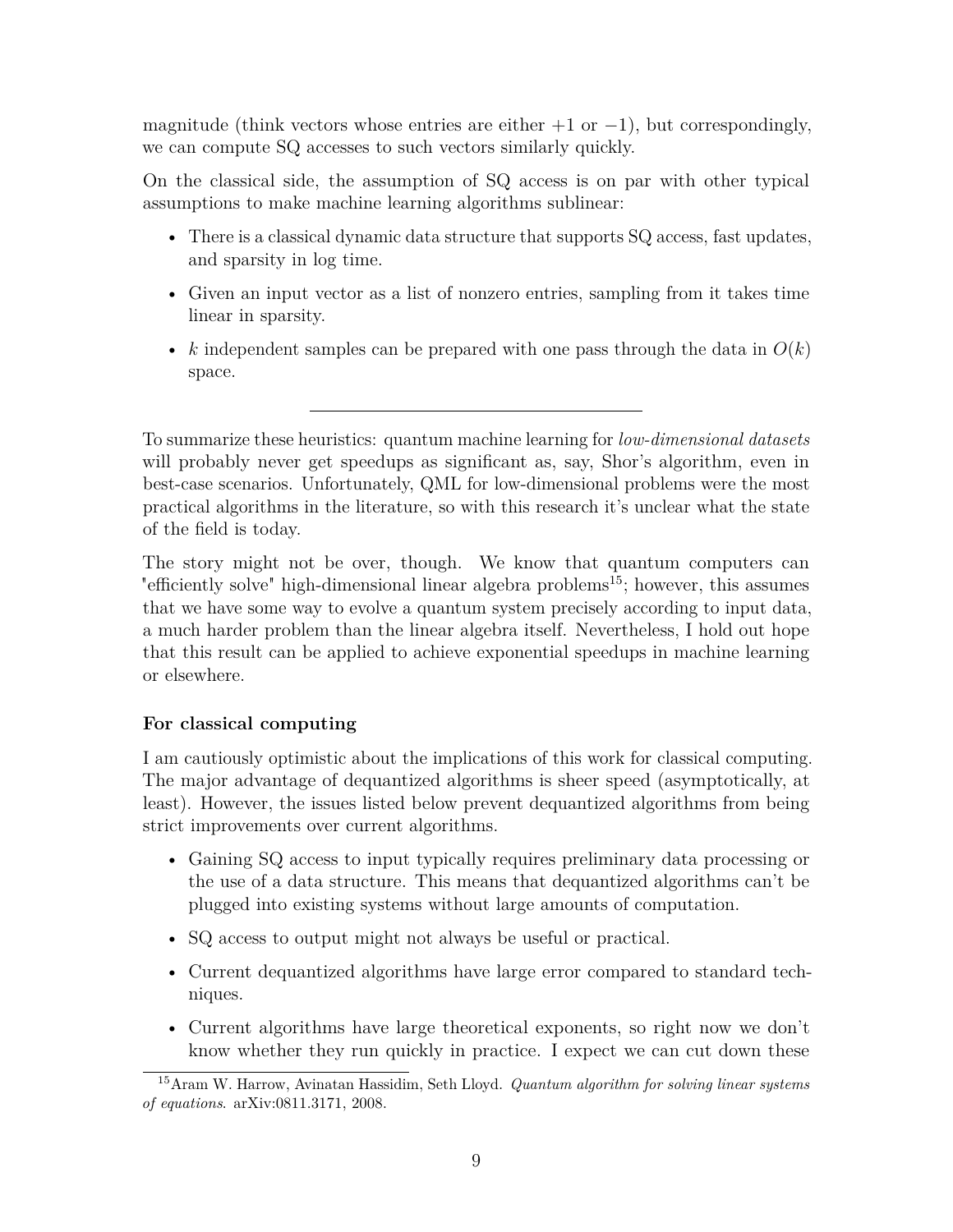magnitude (think vectors whose entries are either $+1$ or $-1$), but correspondingly, we can compute SQ accesses to such vectors similarly quickly.

On the classical side, the assumption of SQ access is on par with other typical assumptions to make machine learning algorithms sublinear:

- There is a classical dynamic data structure that supports SQ access, fast updates, and sparsity in log time.
- Given an input vector as a list of nonzero entries, sampling from it takes time linear in sparsity.
- $k$ independent samples can be prepared with one pass through the data in $O(k)$ space.

---

To summarize these heuristics: quantum machine learning for *low-dimensional datasets* will probably never get speedups as significant as, say, Shor's algorithm, even in best-case scenarios. Unfortunately, QML for low-dimensional problems were the most practical algorithms in the literature, so with this research it's unclear what the state of the field is today.

The story might not be over, though. We know that quantum computers can "efficiently solve" high-dimensional linear algebra problems[15]; however, this assumes that we have some way to evolve a quantum system precisely according to input data, a much harder problem than the linear algebra itself. Nevertheless, I hold out hope that this result can be applied to achieve exponential speedups in machine learning or elsewhere.

**For classical computing**

I am cautiously optimistic about the implications of this work for classical computing. The major advantage of dequantized algorithms is sheer speed (asymptotically, at least). However, the issues listed below prevent dequantized algorithms from being strict improvements over current algorithms.

- Gaining SQ access to input typically requires preliminary data processing or the use of a data structure. This means that dequantized algorithms can't be plugged into existing systems without large amounts of computation.
- SQ access to output might not always be useful or practical.
- Current dequantized algorithms have large error compared to standard techniques.
- Current algorithms have large theoretical exponents, so right now we don't know whether they run quickly in practice. I expect we can cut down these

[15] Aram W. Harrow, Avinatan Hassidim, Seth Lloyd. *Quantum algorithm for solving linear systems of equations*. arXiv:0811.3171, 2008.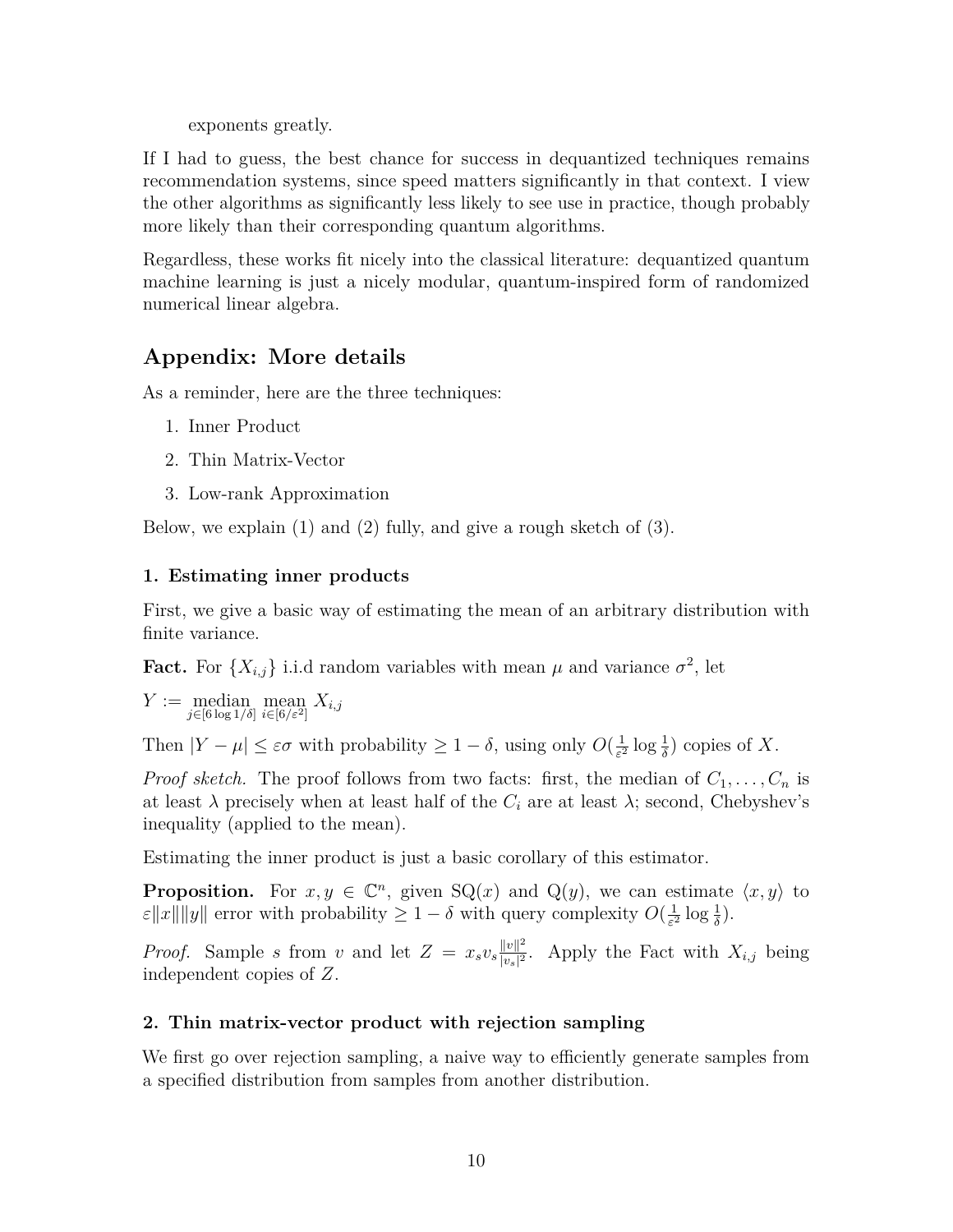exponents greatly.

If I had to guess, the best chance for success in dequantized techniques remains recommendation systems, since speed matters significantly in that context. I view the other algorithms as significantly less likely to see use in practice, though probably more likely than their corresponding quantum algorithms.

Regardless, these works fit nicely into the classical literature: dequantized quantum machine learning is just a nicely modular, quantum-inspired form of randomized numerical linear algebra.

## Appendix: More details

As a reminder, here are the three techniques:

1. Inner Product
2. Thin Matrix-Vector
3. Low-rank Approximation

Below, we explain (1) and (2) fully, and give a rough sketch of (3).

### 1. Estimating inner products

First, we give a basic way of estimating the mean of an arbitrary distribution with finite variance.

**Fact.** For $\{X_{i,j}\}$ i.i.d random variables with mean $\mu$ and variance $\sigma^2$, let

$Y := \underset{j \in [6 \log 1/\delta]}{\text{median}} \; \underset{i \in [6/\varepsilon^2]}{\text{mean}} \; X_{i,j}$

Then $|Y - \mu| \leq \varepsilon\sigma$ with probability $\geq 1 - \delta$, using only $O(\frac{1}{\varepsilon^2} \log \frac{1}{\delta})$ copies of $X$.

*Proof sketch.* The proof follows from two facts: first, the median of $C_1, \ldots, C_n$ is at least $\lambda$ precisely when at least half of the $C_i$ are at least $\lambda$; second, Chebyshev's inequality (applied to the mean).

Estimating the inner product is just a basic corollary of this estimator.

**Proposition.** For $x, y \in \mathbb{C}^n$, given $\text{SQ}(x)$ and $\text{Q}(y)$, we can estimate $\langle x, y \rangle$ to $\varepsilon \|x\| \|y\|$ error with probability $\geq 1 - \delta$ with query complexity $O(\frac{1}{\varepsilon^2} \log \frac{1}{\delta})$.

*Proof.* Sample $s$ from $v$ and let $Z = x_s v_s \frac{\|v\|^2}{|v_s|^2}$. Apply the Fact with $X_{i,j}$ being independent copies of $Z$.

### 2. Thin matrix-vector product with rejection sampling

We first go over rejection sampling, a naive way to efficiently generate samples from a specified distribution from samples from another distribution.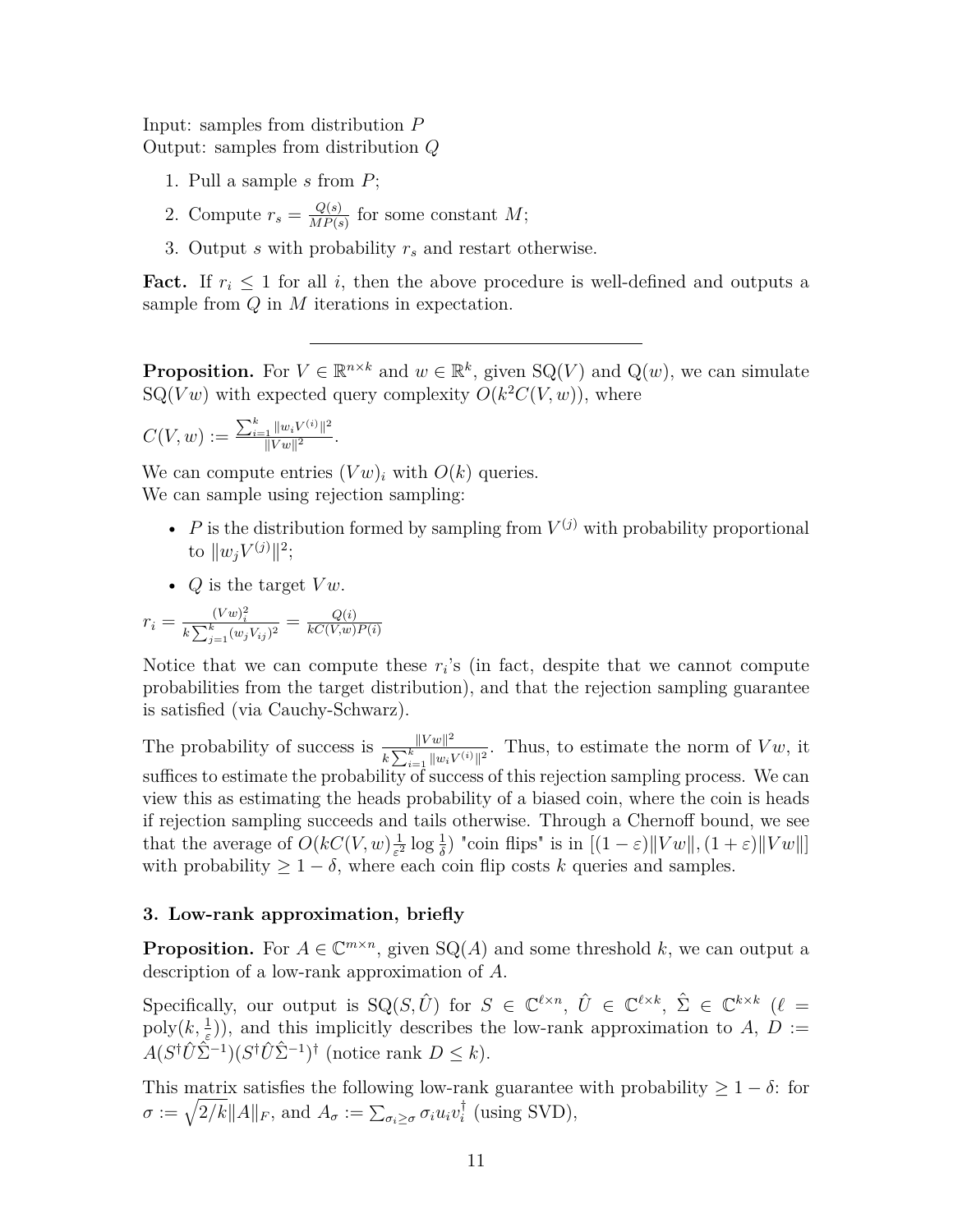Input: samples from distribution $P$
Output: samples from distribution $Q$

1. Pull a sample $s$ from $P$;
2. Compute $r_s = \frac{Q(s)}{MP(s)}$ for some constant $M$;
3. Output $s$ with probability $r_s$ and restart otherwise.

**Fact.** If $r_i \leq 1$ for all $i$, then the above procedure is well-defined and outputs a sample from $Q$ in $M$ iterations in expectation.

---

**Proposition.** For $V \in \mathbb{R}^{n \times k}$ and $w \in \mathbb{R}^k$, given SQ($V$) and Q($w$), we can simulate SQ($Vw$) with expected query complexity $O(k^2 C(V, w))$, where

$C(V, w) := \frac{\sum_{i=1}^k \|w_i V^{(i)}\|^2}{\|Vw\|^2}$.

We can compute entries $(Vw)_i$ with $O(k)$ queries.
We can sample using rejection sampling:

- $P$ is the distribution formed by sampling from $V^{(j)}$ with probability proportional to $\|w_j V^{(j)}\|^2$;
- $Q$ is the target $Vw$.

$r_i = \frac{(Vw)_i^2}{k \sum_{j=1}^k (w_j V_{ij})^2} = \frac{Q(i)}{kC(V,w)P(i)}$

Notice that we can compute these $r_i$'s (in fact, despite that we cannot compute probabilities from the target distribution), and that the rejection sampling guarantee is satisfied (via Cauchy-Schwarz).

The probability of success is $\frac{\|Vw\|^2}{k \sum_{i=1}^k \|w_i V^{(i)}\|^2}$. Thus, to estimate the norm of $Vw$, it suffices to estimate the probability of success of this rejection sampling process. We can view this as estimating the heads probability of a biased coin, where the coin is heads if rejection sampling succeeds and tails otherwise. Through a Chernoff bound, we see that the average of $O(kC(V, w) \frac{1}{\varepsilon^2} \log \frac{1}{\delta})$ "coin flips" is in $[(1-\varepsilon)\|Vw\|, (1+\varepsilon)\|Vw\|]$ with probability $\geq 1 - \delta$, where each coin flip costs $k$ queries and samples.

### 3. Low-rank approximation, briefly

**Proposition.** For $A \in \mathbb{C}^{m \times n}$, given SQ($A$) and some threshold $k$, we can output a description of a low-rank approximation of $A$.

Specifically, our output is SQ($S, \hat{U}$) for $S \in \mathbb{C}^{\ell \times n}$, $\hat{U} \in \mathbb{C}^{\ell \times k}$, $\hat{\Sigma} \in \mathbb{C}^{k \times k}$ ($\ell = \text{poly}(k, \frac{1}{\varepsilon})$), and this implicitly describes the low-rank approximation to $A$, $D := A(S^\dagger \hat{U} \hat{\Sigma}^{-1})(S^\dagger \hat{U} \hat{\Sigma}^{-1})^\dagger$ (notice rank $D \leq k$).

This matrix satisfies the following low-rank guarantee with probability $\geq 1 - \delta$: for $\sigma := \sqrt{2/k}\|A\|_F$, and $A_\sigma := \sum_{\sigma_i \geq \sigma} \sigma_i u_i v_i^\dagger$ (using SVD),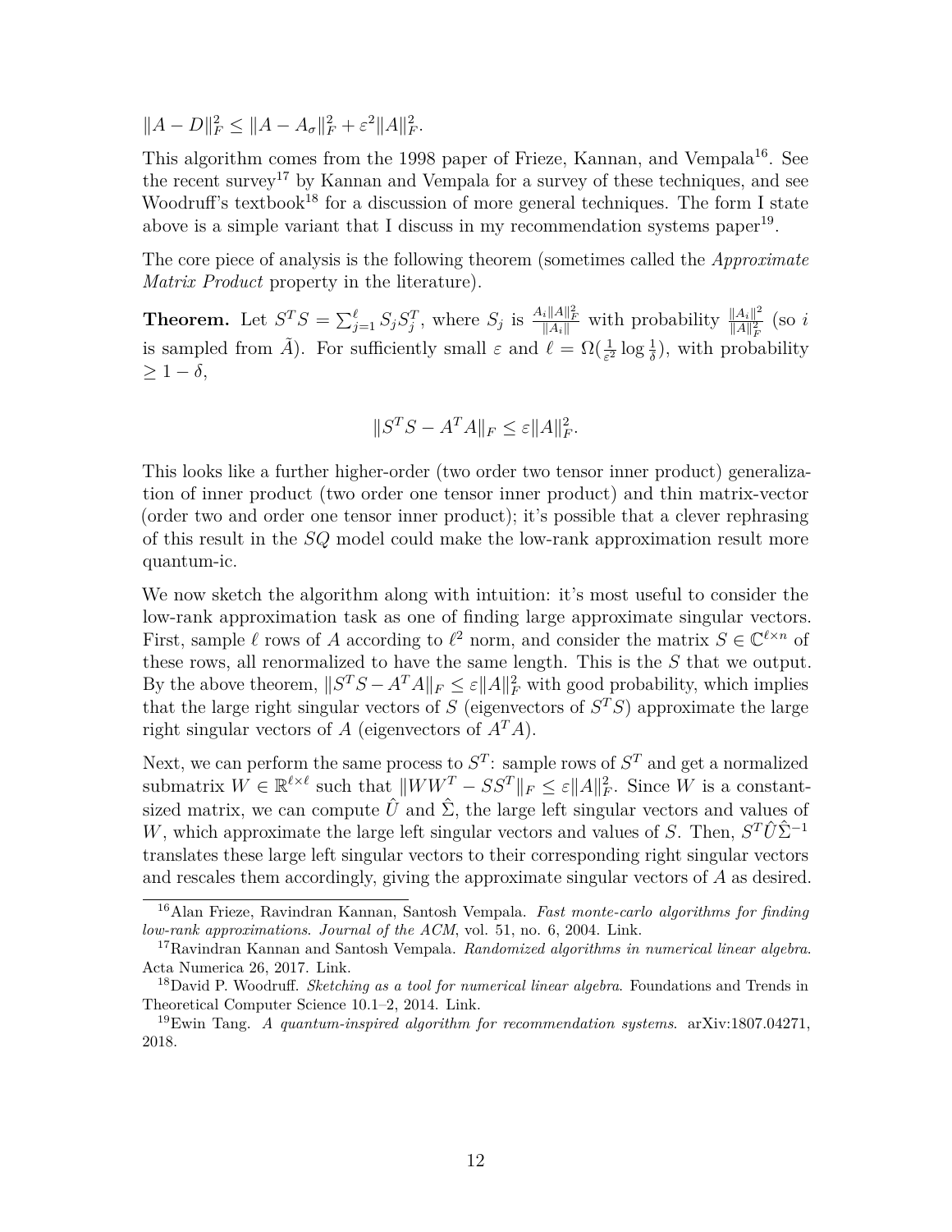$\|A - D\|_F^2 \leq \|A - A_\sigma\|_F^2 + \varepsilon^2 \|A\|_F^2$.

This algorithm comes from the 1998 paper of Frieze, Kannan, and Vempala[16]. See the recent survey[17] by Kannan and Vempala for a survey of these techniques, and see Woodruff's textbook[18] for a discussion of more general techniques. The form I state above is a simple variant that I discuss in my recommendation systems paper[19].

The core piece of analysis is the following theorem (sometimes called the *Approximate Matrix Product* property in the literature).

**Theorem.** Let $S^T S = \sum_{j=1}^{\ell} S_j S_j^T$, where $S_j$ is $\frac{A_i \|A\|_F^2}{\|A_i\|}$ with probability $\frac{\|A_i\|^2}{\|A\|_F^2}$ (so $i$ is sampled from $\tilde{A}$). For sufficiently small $\varepsilon$ and $\ell = \Omega(\frac{1}{\varepsilon^2} \log \frac{1}{\delta})$, with probability $\geq 1 - \delta$,

$$\|S^T S - A^T A\|_F \leq \varepsilon \|A\|_F^2.$$

This looks like a further higher-order (two order two tensor inner product) generalization of inner product (two order one tensor inner product) and thin matrix-vector (order two and order one tensor inner product); it's possible that a clever rephrasing of this result in the *SQ* model could make the low-rank approximation result more quantum-ic.

We now sketch the algorithm along with intuition: it's most useful to consider the low-rank approximation task as one of finding large approximate singular vectors. First, sample $\ell$ rows of $A$ according to $\ell^2$ norm, and consider the matrix $S \in \mathbb{C}^{\ell \times n}$ of these rows, all renormalized to have the same length. This is the $S$ that we output. By the above theorem, $\|S^T S - A^T A\|_F \leq \varepsilon \|A\|_F^2$ with good probability, which implies that the large right singular vectors of $S$ (eigenvectors of $S^T S$) approximate the large right singular vectors of $A$ (eigenvectors of $A^T A$).

Next, we can perform the same process to $S^T$: sample rows of $S^T$ and get a normalized submatrix $W \in \mathbb{R}^{\ell \times \ell}$ such that $\|WW^T - SS^T\|_F \leq \varepsilon \|A\|_F^2$. Since $W$ is a constant-sized matrix, we can compute $\hat{U}$ and $\hat{\Sigma}$, the large left singular vectors and values of $W$, which approximate the large left singular vectors and values of $S$. Then, $S^T \hat{U} \hat{\Sigma}^{-1}$ translates these large left singular vectors to their corresponding right singular vectors and rescales them accordingly, giving the approximate singular vectors of $A$ as desired.

[16] Alan Frieze, Ravindran Kannan, Santosh Vempala. *Fast monte-carlo algorithms for finding low-rank approximations*. *Journal of the ACM*, vol. 51, no. 6, 2004. Link.

[17] Ravindran Kannan and Santosh Vempala. *Randomized algorithms in numerical linear algebra*. Acta Numerica 26, 2017. Link.

[18] David P. Woodruff. *Sketching as a tool for numerical linear algebra*. Foundations and Trends in Theoretical Computer Science 10.1–2, 2014. Link.

[19] Ewin Tang. *A quantum-inspired algorithm for recommendation systems*. arXiv:1807.04271, 2018.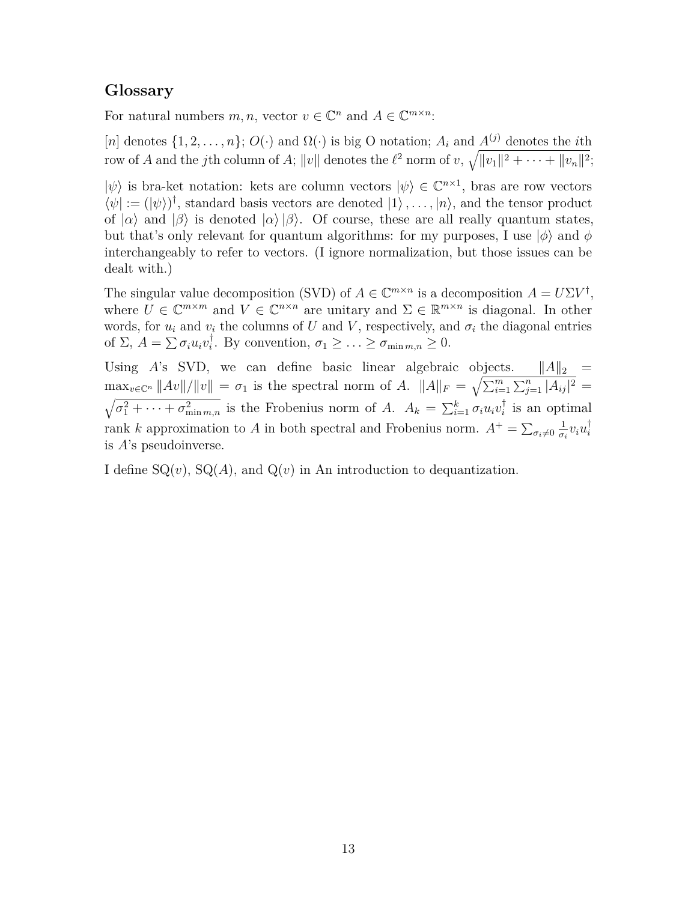## Glossary

For natural numbers $m, n$, vector $v \in \mathbb{C}^n$ and $A \in \mathbb{C}^{m \times n}$:

$[n]$ denotes $\{1, 2, \dots, n\}$; $O(\cdot)$ and $\Omega(\cdot)$ is big O notation; $A_i$ and $A^{(j)}$ denotes the $i$th row of $A$ and the $j$th column of $A$; $\|v\|$ denotes the $\ell^2$ norm of $v$, $\sqrt{\|v_1\|^2 + \cdots + \|v_n\|^2}$;

$|\psi\rangle$ is bra-ket notation: kets are column vectors $|\psi\rangle \in \mathbb{C}^{n \times 1}$, bras are row vectors $\langle\psi| := (|\psi\rangle)^\dagger$, standard basis vectors are denoted $|1\rangle, \dots, |n\rangle$, and the tensor product of $|\alpha\rangle$ and $|\beta\rangle$ is denoted $|\alpha\rangle |\beta\rangle$. Of course, these are all really quantum states, but that's only relevant for quantum algorithms: for my purposes, I use $|\phi\rangle$ and $\phi$ interchangeably to refer to vectors. (I ignore normalization, but those issues can be dealt with.)

The singular value decomposition (SVD) of $A \in \mathbb{C}^{m \times n}$ is a decomposition $A = U\Sigma V^\dagger$, where $U \in \mathbb{C}^{m \times m}$ and $V \in \mathbb{C}^{n \times n}$ are unitary and $\Sigma \in \mathbb{R}^{m \times n}$ is diagonal. In other words, for $u_i$ and $v_i$ the columns of $U$ and $V$, respectively, and $\sigma_i$ the diagonal entries of $\Sigma$, $A = \sum \sigma_i u_i v_i^\dagger$. By convention, $\sigma_1 \geq \ldots \geq \sigma_{\min m,n} \geq 0$.

Using $A$'s SVD, we can define basic linear algebraic objects. $\|A\|_2 = \max_{v \in \mathbb{C}^n} \|Av\|/\|v\| = \sigma_1$ is the spectral norm of $A$. $\|A\|_F = \sqrt{\sum_{i=1}^m \sum_{j=1}^n |A_{ij}|^2} = \sqrt{\sigma_1^2 + \cdots + \sigma_{\min m,n}^2}$ is the Frobenius norm of $A$. $A_k = \sum_{i=1}^k \sigma_i u_i v_i^\dagger$ is an optimal rank $k$ approximation to $A$ in both spectral and Frobenius norm. $A^+ = \sum_{\sigma_i \neq 0} \frac{1}{\sigma_i} v_i u_i^\dagger$ is $A$'s pseudoinverse.

I define $\mathrm{SQ}(v)$, $\mathrm{SQ}(A)$, and $\mathrm{Q}(v)$ in An introduction to dequantization.